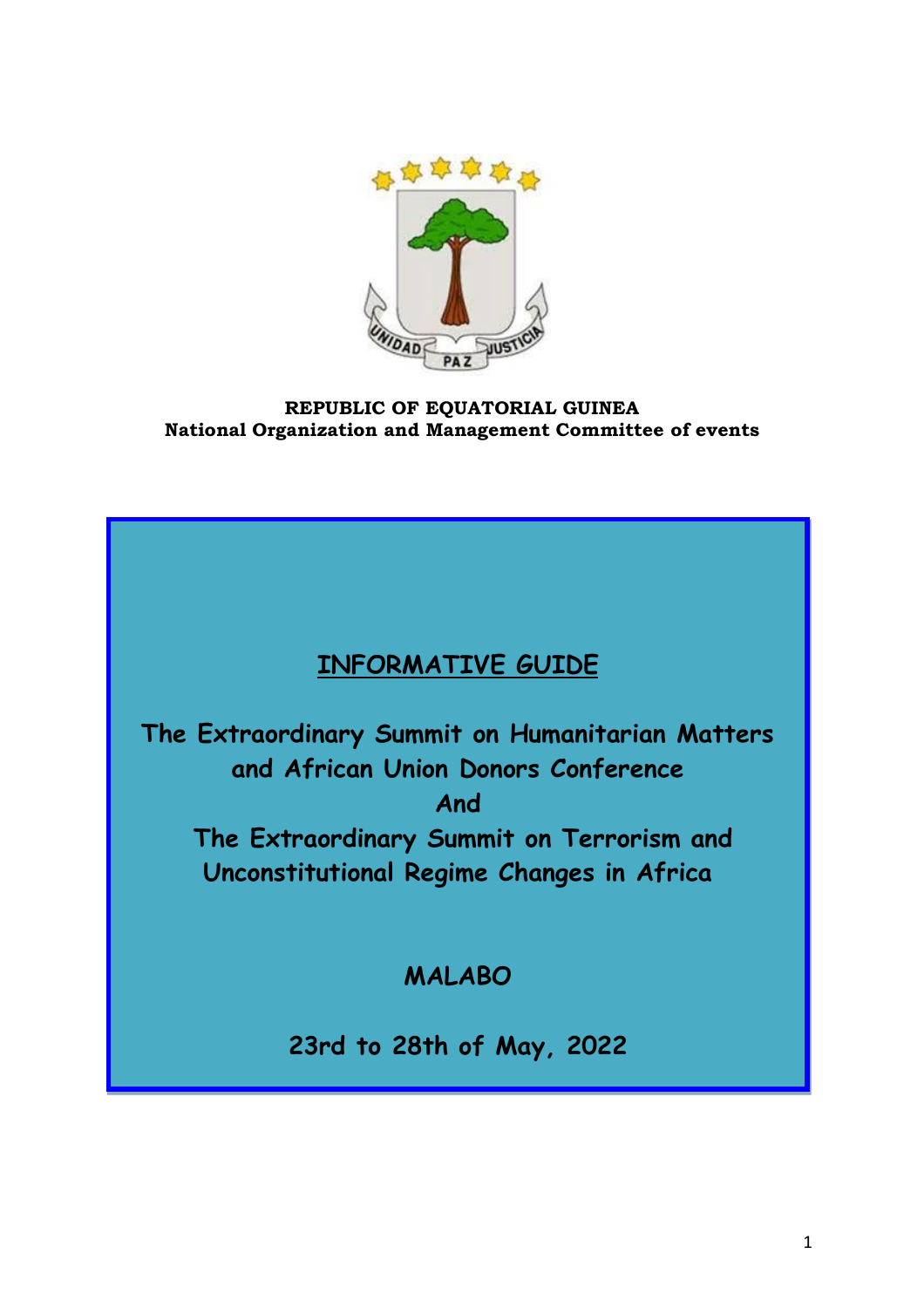**REPUBLIC OF EQUATORIAL GUINEA**
**National Organization and Management Committee of events**

# INFORMATIVE GUIDE

## The Extraordinary Summit on Humanitarian Matters and African Union Donors Conference And The Extraordinary Summit on Terrorism and Unconstitutional Regime Changes in Africa

## MALABO

## 23rd to 28th of May, 2022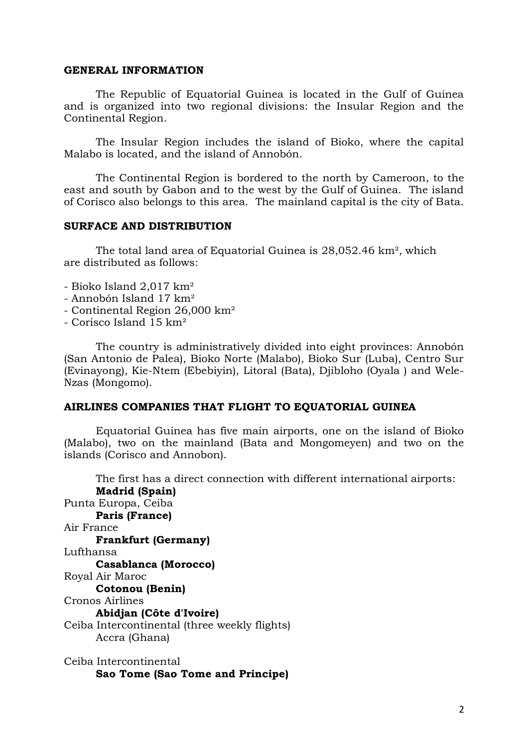## GENERAL INFORMATION

The Republic of Equatorial Guinea is located in the Gulf of Guinea and is organized into two regional divisions: the Insular Region and the Continental Region.

The Insular Region includes the island of Bioko, where the capital Malabo is located, and the island of Annobón.

The Continental Region is bordered to the north by Cameroon, to the east and south by Gabon and to the west by the Gulf of Guinea. The island of Corisco also belongs to this area. The mainland capital is the city of Bata.

## SURFACE AND DISTRIBUTION

The total land area of Equatorial Guinea is 28,052.46 km², which are distributed as follows:

- Bioko Island 2,017 km²
- Annobón Island 17 km²
- Continental Region 26,000 km²
- Corisco Island 15 km²

The country is administratively divided into eight provinces: Annobón (San Antonio de Palea), Bioko Norte (Malabo), Bioko Sur (Luba), Centro Sur (Evinayong), Kie-Ntem (Ebebiyin), Litoral (Bata), Djibloho (Oyala ) and Wele-Nzas (Mongomo).

## AIRLINES COMPANIES THAT FLIGHT TO EQUATORIAL GUINEA

Equatorial Guinea has five main airports, one on the island of Bioko (Malabo), two on the mainland (Bata and Mongomeyen) and two on the islands (Corisco and Annobon).

The first has a direct connection with different international airports:

**Madrid (Spain)**
Punta Europa, Ceiba

**Paris (France)**
Air France

**Frankfurt (Germany)**
Lufthansa

**Casablanca (Morocco)**
Royal Air Maroc

**Cotonou (Benin)**
Cronos Airlines

**Abidjan (Côte d'Ivoire)**
Ceiba Intercontinental (three weekly flights)

Accra (Ghana)

Ceiba Intercontinental

**Sao Tome (Sao Tome and Principe)**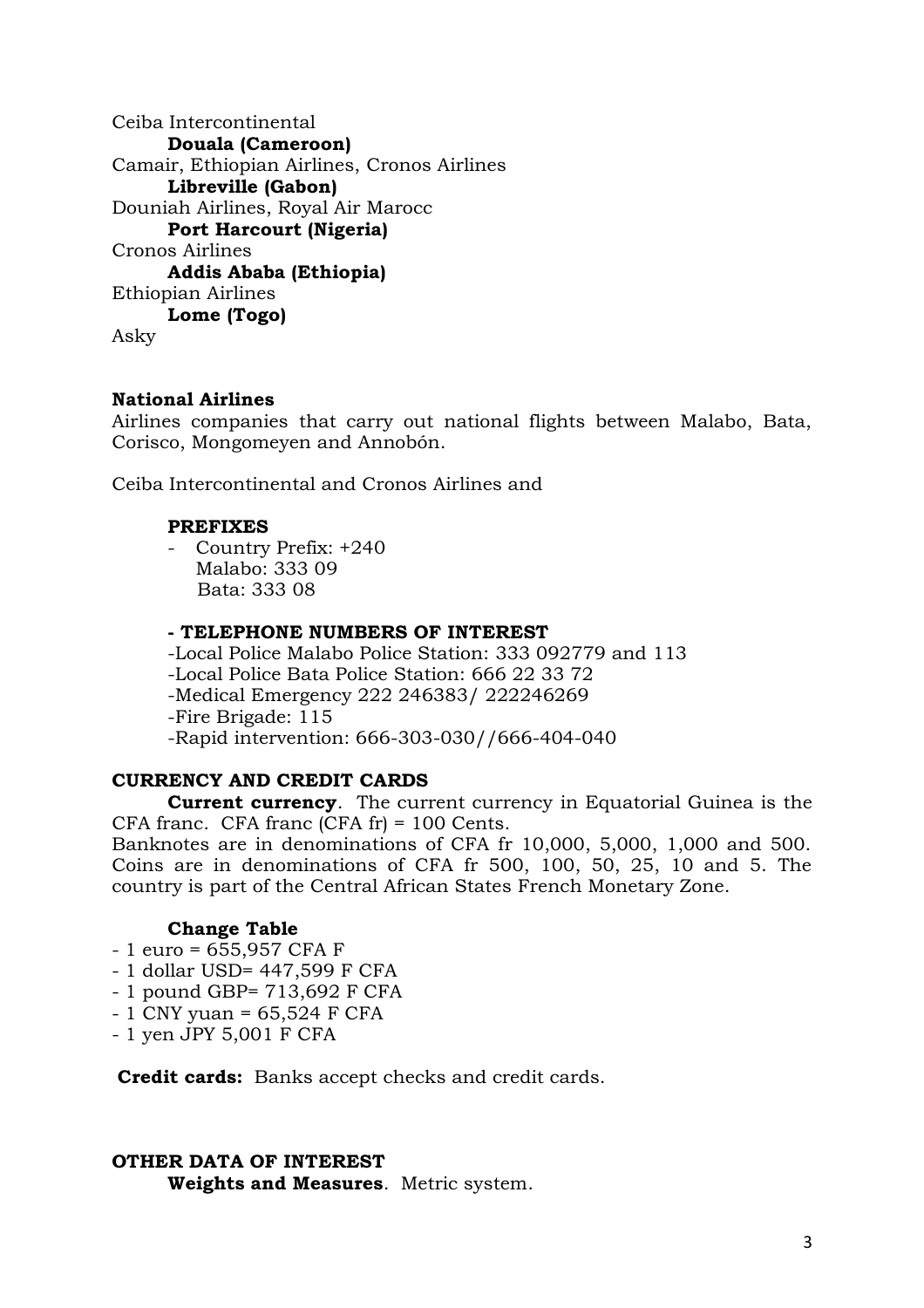Ceiba Intercontinental

**Douala (Cameroon)**

Camair, Ethiopian Airlines, Cronos Airlines

**Libreville (Gabon)**

Douniah Airlines, Royal Air Marocc

**Port Harcourt (Nigeria)**

Cronos Airlines

**Addis Ababa (Ethiopia)**

Ethiopian Airlines

**Lome (Togo)**

Asky

**National Airlines**

Airlines companies that carry out national flights between Malabo, Bata, Corisco, Mongomeyen and Annobón.

Ceiba Intercontinental and Cronos Airlines and

**PREFIXES**

- Country Prefix: +240
  Malabo: 333 09
  Bata: 333 08

**- TELEPHONE NUMBERS OF INTEREST**

-Local Police Malabo Police Station: 333 092779 and 113
-Local Police Bata Police Station: 666 22 33 72
-Medical Emergency 222 246383/ 222246269
-Fire Brigade: 115
-Rapid intervention: 666-303-030//666-404-040

**CURRENCY AND CREDIT CARDS**

**Current currency**. The current currency in Equatorial Guinea is the CFA franc. CFA franc (CFA fr) = 100 Cents.
Banknotes are in denominations of CFA fr 10,000, 5,000, 1,000 and 500. Coins are in denominations of CFA fr 500, 100, 50, 25, 10 and 5. The country is part of the Central African States French Monetary Zone.

**Change Table**

- 1 euro = 655,957 CFA F
- 1 dollar USD= 447,599 F CFA
- 1 pound GBP= 713,692 F CFA
- 1 CNY yuan = 65,524 F CFA
- 1 yen JPY 5,001 F CFA

**Credit cards:** Banks accept checks and credit cards.

**OTHER DATA OF INTEREST**

**Weights and Measures**. Metric system.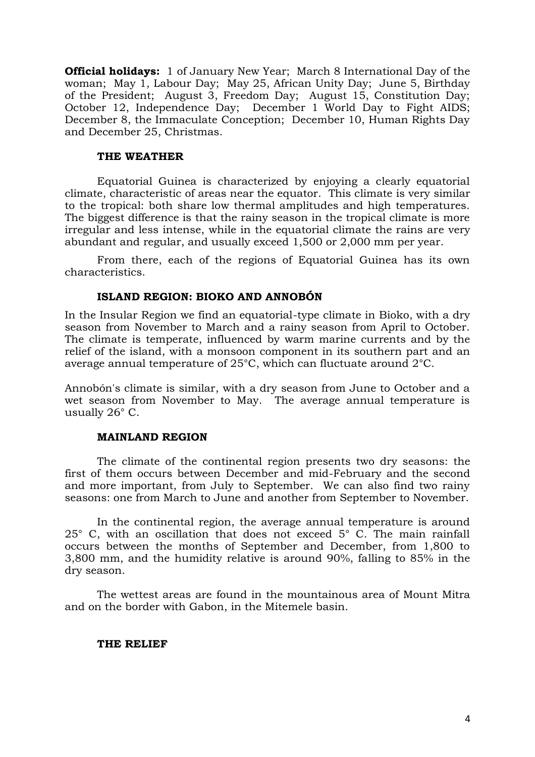**Official holidays:** 1 of January New Year; March 8 International Day of the woman; May 1, Labour Day; May 25, African Unity Day; June 5, Birthday of the President; August 3, Freedom Day; August 15, Constitution Day; October 12, Independence Day; December 1 World Day to Fight AIDS; December 8, the Immaculate Conception; December 10, Human Rights Day and December 25, Christmas.

## THE WEATHER

Equatorial Guinea is characterized by enjoying a clearly equatorial climate, characteristic of areas near the equator. This climate is very similar to the tropical: both share low thermal amplitudes and high temperatures. The biggest difference is that the rainy season in the tropical climate is more irregular and less intense, while in the equatorial climate the rains are very abundant and regular, and usually exceed 1,500 or 2,000 mm per year.

From there, each of the regions of Equatorial Guinea has its own characteristics.

### ISLAND REGION: BIOKO AND ANNOBÓN

In the Insular Region we find an equatorial-type climate in Bioko, with a dry season from November to March and a rainy season from April to October. The climate is temperate, influenced by warm marine currents and by the relief of the island, with a monsoon component in its southern part and an average annual temperature of 25°C, which can fluctuate around 2°C.

Annobón's climate is similar, with a dry season from June to October and a wet season from November to May. The average annual temperature is usually 26° C.

### MAINLAND REGION

The climate of the continental region presents two dry seasons: the first of them occurs between December and mid-February and the second and more important, from July to September. We can also find two rainy seasons: one from March to June and another from September to November.

In the continental region, the average annual temperature is around 25° C, with an oscillation that does not exceed 5° C. The main rainfall occurs between the months of September and December, from 1,800 to 3,800 mm, and the humidity relative is around 90%, falling to 85% in the dry season.

The wettest areas are found in the mountainous area of Mount Mitra and on the border with Gabon, in the Mitemele basin.

## THE RELIEF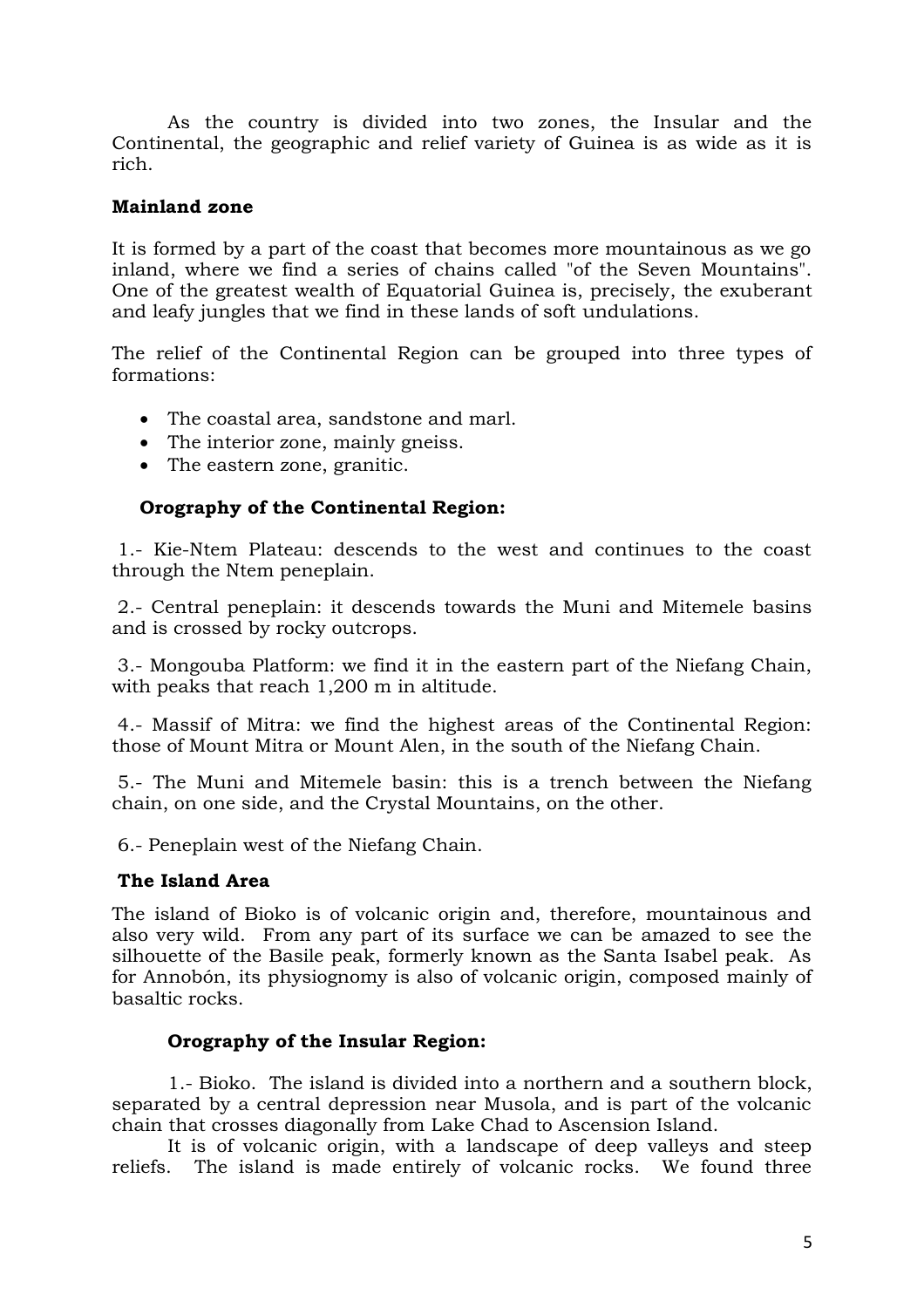As the country is divided into two zones, the Insular and the Continental, the geographic and relief variety of Guinea is as wide as it is rich.

## Mainland zone

It is formed by a part of the coast that becomes more mountainous as we go inland, where we find a series of chains called "of the Seven Mountains". One of the greatest wealth of Equatorial Guinea is, precisely, the exuberant and leafy jungles that we find in these lands of soft undulations.

The relief of the Continental Region can be grouped into three types of formations:

- The coastal area, sandstone and marl.
- The interior zone, mainly gneiss.
- The eastern zone, granitic.

### Orography of the Continental Region:

1.- Kie-Ntem Plateau: descends to the west and continues to the coast through the Ntem peneplain.

2.- Central peneplain: it descends towards the Muni and Mitemele basins and is crossed by rocky outcrops.

3.- Mongouba Platform: we find it in the eastern part of the Niefang Chain, with peaks that reach 1,200 m in altitude.

4.- Massif of Mitra: we find the highest areas of the Continental Region: those of Mount Mitra or Mount Alen, in the south of the Niefang Chain.

5.- The Muni and Mitemele basin: this is a trench between the Niefang chain, on one side, and the Crystal Mountains, on the other.

6.- Peneplain west of the Niefang Chain.

## The Island Area

The island of Bioko is of volcanic origin and, therefore, mountainous and also very wild. From any part of its surface we can be amazed to see the silhouette of the Basile peak, formerly known as the Santa Isabel peak. As for Annobón, its physiognomy is also of volcanic origin, composed mainly of basaltic rocks.

### Orography of the Insular Region:

1.- Bioko. The island is divided into a northern and a southern block, separated by a central depression near Musola, and is part of the volcanic chain that crosses diagonally from Lake Chad to Ascension Island.

It is of volcanic origin, with a landscape of deep valleys and steep reliefs. The island is made entirely of volcanic rocks. We found three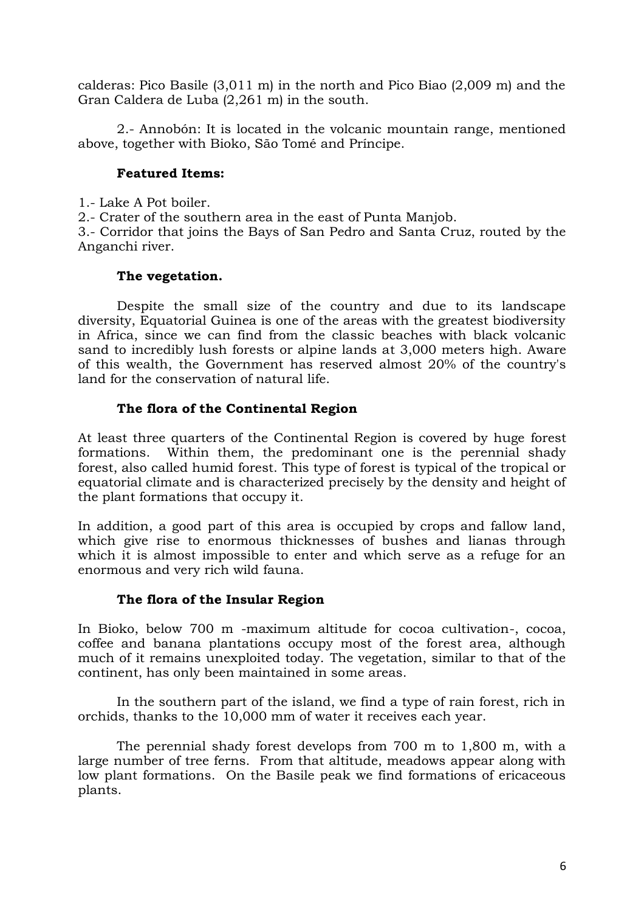calderas: Pico Basile (3,011 m) in the north and Pico Biao (2,009 m) and the Gran Caldera de Luba (2,261 m) in the south.

2.- Annobón: It is located in the volcanic mountain range, mentioned above, together with Bioko, São Tomé and Príncipe.

**Featured Items:**

1.- Lake A Pot boiler.
2.- Crater of the southern area in the east of Punta Manjob.
3.- Corridor that joins the Bays of San Pedro and Santa Cruz, routed by the Anganchi river.

**The vegetation.**

Despite the small size of the country and due to its landscape diversity, Equatorial Guinea is one of the areas with the greatest biodiversity in Africa, since we can find from the classic beaches with black volcanic sand to incredibly lush forests or alpine lands at 3,000 meters high. Aware of this wealth, the Government has reserved almost 20% of the country's land for the conservation of natural life.

**The flora of the Continental Region**

At least three quarters of the Continental Region is covered by huge forest formations. Within them, the predominant one is the perennial shady forest, also called humid forest. This type of forest is typical of the tropical or equatorial climate and is characterized precisely by the density and height of the plant formations that occupy it.

In addition, a good part of this area is occupied by crops and fallow land, which give rise to enormous thicknesses of bushes and lianas through which it is almost impossible to enter and which serve as a refuge for an enormous and very rich wild fauna.

**The flora of the Insular Region**

In Bioko, below 700 m -maximum altitude for cocoa cultivation-, cocoa, coffee and banana plantations occupy most of the forest area, although much of it remains unexploited today. The vegetation, similar to that of the continent, has only been maintained in some areas.

In the southern part of the island, we find a type of rain forest, rich in orchids, thanks to the 10,000 mm of water it receives each year.

The perennial shady forest develops from 700 m to 1,800 m, with a large number of tree ferns. From that altitude, meadows appear along with low plant formations. On the Basile peak we find formations of ericaceous plants.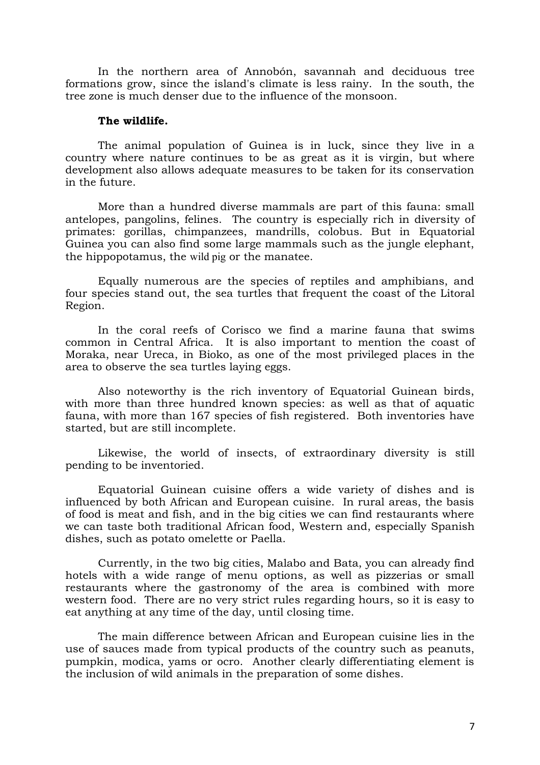In the northern area of Annobón, savannah and deciduous tree formations grow, since the island's climate is less rainy. In the south, the tree zone is much denser due to the influence of the monsoon.

### **The wildlife.**

The animal population of Guinea is in luck, since they live in a country where nature continues to be as great as it is virgin, but where development also allows adequate measures to be taken for its conservation in the future.

More than a hundred diverse mammals are part of this fauna: small antelopes, pangolins, felines. The country is especially rich in diversity of primates: gorillas, chimpanzees, mandrills, colobus. But in Equatorial Guinea you can also find some large mammals such as the jungle elephant, the hippopotamus, the wild pig or the manatee.

Equally numerous are the species of reptiles and amphibians, and four species stand out, the sea turtles that frequent the coast of the Litoral Region.

In the coral reefs of Corisco we find a marine fauna that swims common in Central Africa. It is also important to mention the coast of Moraka, near Ureca, in Bioko, as one of the most privileged places in the area to observe the sea turtles laying eggs.

Also noteworthy is the rich inventory of Equatorial Guinean birds, with more than three hundred known species: as well as that of aquatic fauna, with more than 167 species of fish registered. Both inventories have started, but are still incomplete.

Likewise, the world of insects, of extraordinary diversity is still pending to be inventoried.

Equatorial Guinean cuisine offers a wide variety of dishes and is influenced by both African and European cuisine. In rural areas, the basis of food is meat and fish, and in the big cities we can find restaurants where we can taste both traditional African food, Western and, especially Spanish dishes, such as potato omelette or Paella.

Currently, in the two big cities, Malabo and Bata, you can already find hotels with a wide range of menu options, as well as pizzerias or small restaurants where the gastronomy of the area is combined with more western food. There are no very strict rules regarding hours, so it is easy to eat anything at any time of the day, until closing time.

The main difference between African and European cuisine lies in the use of sauces made from typical products of the country such as peanuts, pumpkin, modica, yams or ocro. Another clearly differentiating element is the inclusion of wild animals in the preparation of some dishes.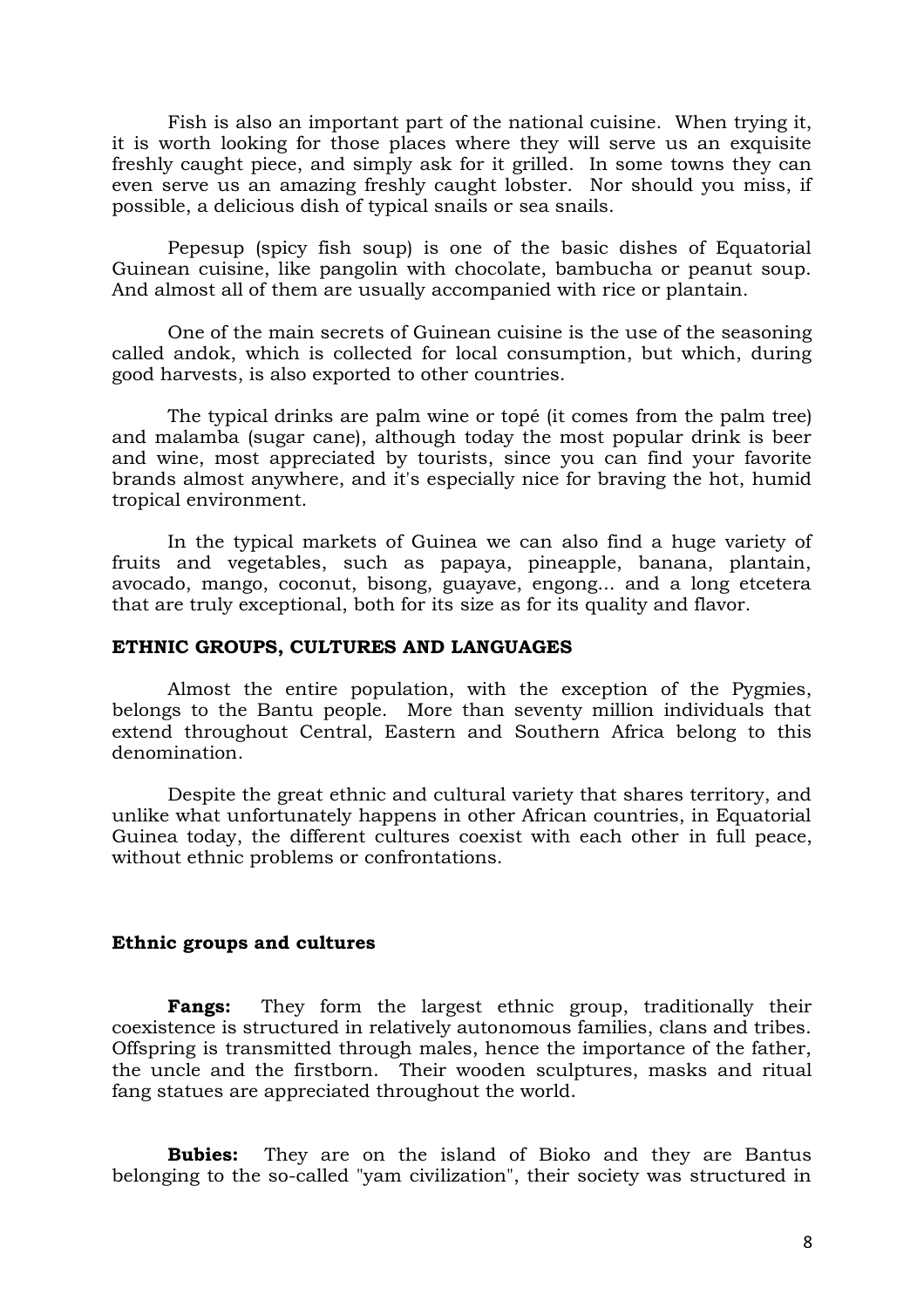Fish is also an important part of the national cuisine. When trying it, it is worth looking for those places where they will serve us an exquisite freshly caught piece, and simply ask for it grilled. In some towns they can even serve us an amazing freshly caught lobster. Nor should you miss, if possible, a delicious dish of typical snails or sea snails.

Pepesup (spicy fish soup) is one of the basic dishes of Equatorial Guinean cuisine, like pangolin with chocolate, bambucha or peanut soup. And almost all of them are usually accompanied with rice or plantain.

One of the main secrets of Guinean cuisine is the use of the seasoning called andok, which is collected for local consumption, but which, during good harvests, is also exported to other countries.

The typical drinks are palm wine or topé (it comes from the palm tree) and malamba (sugar cane), although today the most popular drink is beer and wine, most appreciated by tourists, since you can find your favorite brands almost anywhere, and it's especially nice for braving the hot, humid tropical environment.

In the typical markets of Guinea we can also find a huge variety of fruits and vegetables, such as papaya, pineapple, banana, plantain, avocado, mango, coconut, bisong, guayave, engong... and a long etcetera that are truly exceptional, both for its size as for its quality and flavor.

## ETHNIC GROUPS, CULTURES AND LANGUAGES

Almost the entire population, with the exception of the Pygmies, belongs to the Bantu people. More than seventy million individuals that extend throughout Central, Eastern and Southern Africa belong to this denomination.

Despite the great ethnic and cultural variety that shares territory, and unlike what unfortunately happens in other African countries, in Equatorial Guinea today, the different cultures coexist with each other in full peace, without ethnic problems or confrontations.

### Ethnic groups and cultures

**Fangs:** They form the largest ethnic group, traditionally their coexistence is structured in relatively autonomous families, clans and tribes. Offspring is transmitted through males, hence the importance of the father, the uncle and the firstborn. Their wooden sculptures, masks and ritual fang statues are appreciated throughout the world.

**Bubies:** They are on the island of Bioko and they are Bantus belonging to the so-called "yam civilization", their society was structured in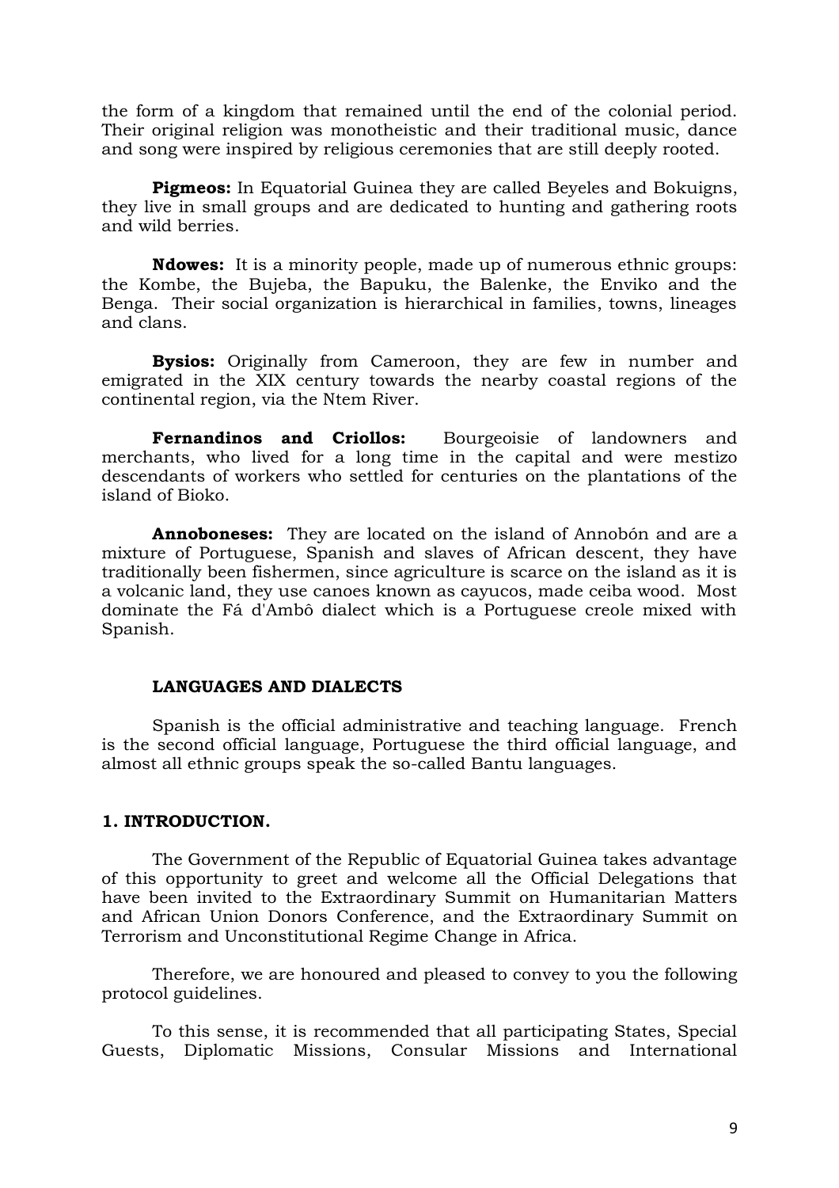the form of a kingdom that remained until the end of the colonial period. Their original religion was monotheistic and their traditional music, dance and song were inspired by religious ceremonies that are still deeply rooted.

**Pigmeos:** In Equatorial Guinea they are called Beyeles and Bokuigns, they live in small groups and are dedicated to hunting and gathering roots and wild berries.

**Ndowes:** It is a minority people, made up of numerous ethnic groups: the Kombe, the Bujeba, the Bapuku, the Balenke, the Enviko and the Benga. Their social organization is hierarchical in families, towns, lineages and clans.

**Bysios:** Originally from Cameroon, they are few in number and emigrated in the XIX century towards the nearby coastal regions of the continental region, via the Ntem River.

**Fernandinos and Criollos:** Bourgeoisie of landowners and merchants, who lived for a long time in the capital and were mestizo descendants of workers who settled for centuries on the plantations of the island of Bioko.

**Annoboneses:** They are located on the island of Annobón and are a mixture of Portuguese, Spanish and slaves of African descent, they have traditionally been fishermen, since agriculture is scarce on the island as it is a volcanic land, they use canoes known as cayucos, made ceiba wood. Most dominate the Fá d'Ambô dialect which is a Portuguese creole mixed with Spanish.

### LANGUAGES AND DIALECTS

Spanish is the official administrative and teaching language. French is the second official language, Portuguese the third official language, and almost all ethnic groups speak the so-called Bantu languages.

## 1. INTRODUCTION.

The Government of the Republic of Equatorial Guinea takes advantage of this opportunity to greet and welcome all the Official Delegations that have been invited to the Extraordinary Summit on Humanitarian Matters and African Union Donors Conference, and the Extraordinary Summit on Terrorism and Unconstitutional Regime Change in Africa.

Therefore, we are honoured and pleased to convey to you the following protocol guidelines.

To this sense, it is recommended that all participating States, Special Guests, Diplomatic Missions, Consular Missions and International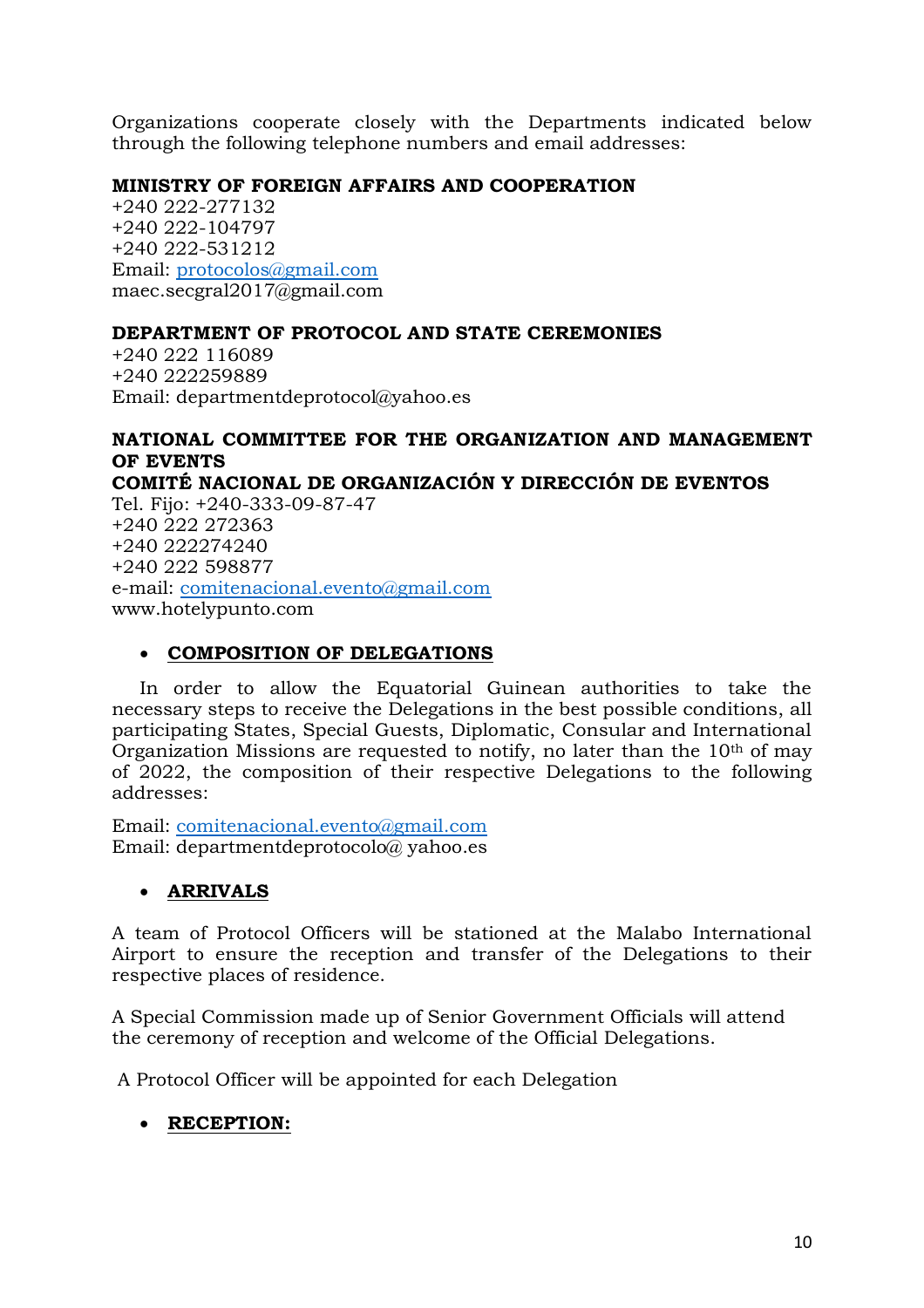Organizations cooperate closely with the Departments indicated below through the following telephone numbers and email addresses:

**MINISTRY OF FOREIGN AFFAIRS AND COOPERATION**
+240 222-277132
+240 222-104797
+240 222-531212
Email: protocolos@gmail.com
maec.secgral2017@gmail.com

**DEPARTMENT OF PROTOCOL AND STATE CEREMONIES**
+240 222 116089
+240 222259889
Email: departmentdeprotocol@yahoo.es

**NATIONAL COMMITTEE FOR THE ORGANIZATION AND MANAGEMENT OF EVENTS**
**COMITÉ NACIONAL DE ORGANIZACIÓN Y DIRECCIÓN DE EVENTOS**
Tel. Fijo: +240-333-09-87-47
+240 222 272363
+240 222274240
+240 222 598877
e-mail: comitenacional.evento@gmail.com
www.hotelypunto.com

- **COMPOSITION OF DELEGATIONS**

In order to allow the Equatorial Guinean authorities to take the necessary steps to receive the Delegations in the best possible conditions, all participating States, Special Guests, Diplomatic, Consular and International Organization Missions are requested to notify, no later than the 10th of may of 2022, the composition of their respective Delegations to the following addresses:

Email: comitenacional.evento@gmail.com
Email: departmentdeprotocolo@ yahoo.es

- **ARRIVALS**

A team of Protocol Officers will be stationed at the Malabo International Airport to ensure the reception and transfer of the Delegations to their respective places of residence.

A Special Commission made up of Senior Government Officials will attend the ceremony of reception and welcome of the Official Delegations.

A Protocol Officer will be appointed for each Delegation

- **RECEPTION:**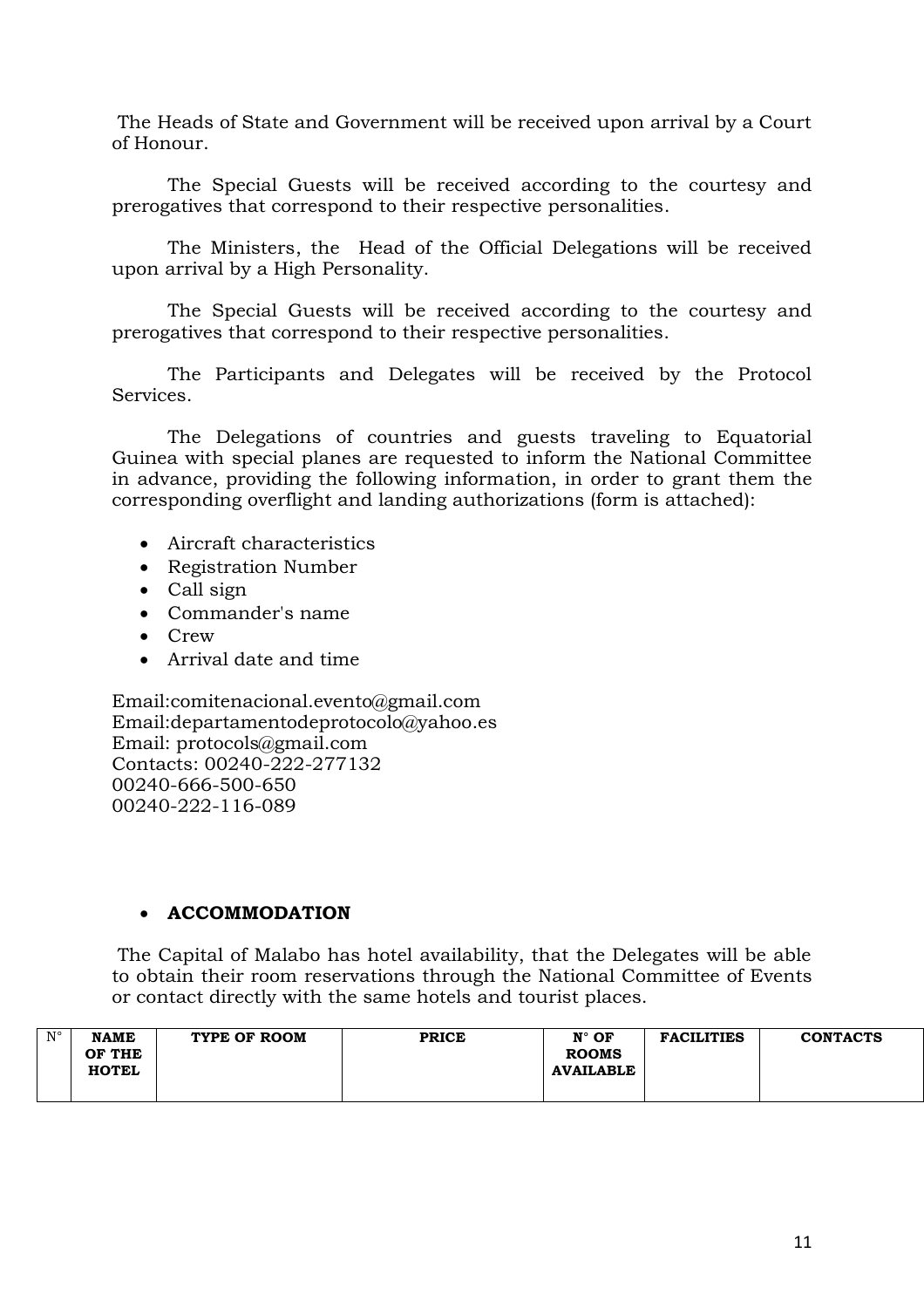The Heads of State and Government will be received upon arrival by a Court of Honour.

The Special Guests will be received according to the courtesy and prerogatives that correspond to their respective personalities.

The Ministers, the Head of the Official Delegations will be received upon arrival by a High Personality.

The Special Guests will be received according to the courtesy and prerogatives that correspond to their respective personalities.

The Participants and Delegates will be received by the Protocol Services.

The Delegations of countries and guests traveling to Equatorial Guinea with special planes are requested to inform the National Committee in advance, providing the following information, in order to grant them the corresponding overflight and landing authorizations (form is attached):

- Aircraft characteristics
- Registration Number
- Call sign
- Commander's name
- Crew
- Arrival date and time

Email:comitenacional.evento@gmail.com
Email:departamentodeprotocolo@yahoo.es
Email: protocols@gmail.com
Contacts: 00240-222-277132
00240-666-500-650
00240-222-116-089

- **ACCOMMODATION**

The Capital of Malabo has hotel availability, that the Delegates will be able to obtain their room reservations through the National Committee of Events or contact directly with the same hotels and tourist places.

| N° | NAME OF THE HOTEL | TYPE OF ROOM | PRICE | N° OF ROOMS AVAILABLE | FACILITIES | CONTACTS |
|---|---|---|---|---|---|---|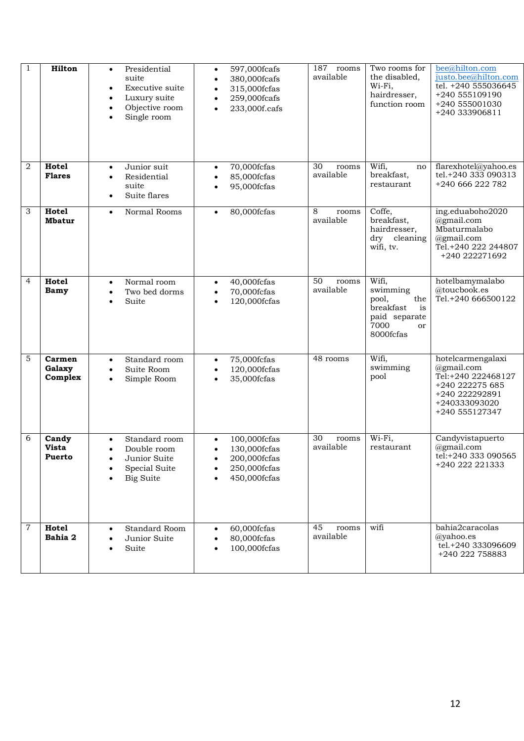| 1 | **Hilton** | • Presidential suite<br>• Executive suite<br>• Luxury suite<br>• Objective room<br>• Single room | • 597,000fcafs<br>• 380,000fcafs<br>• 315,000fcfas<br>• 259,000fcafs<br>• 233,000f.cafs | 187 rooms available | Two rooms for the disabled, Wi-Fi, hairdresser, function room | bee@hilton.com<br>justo.bee@hilton.com<br>tel. +240 555036645<br>+240 555109190<br>+240 555001030<br>+240 333906811 |
|---|---|---|---|---|---|---|
| 2 | **Hotel Flares** | • Junior suit<br>• Residential suite<br>• Suite flares | • 70,000fcfas<br>• 85,000fcfas<br>• 95,000fcfas | 30 rooms available | Wifi, no breakfast, restaurant | flarexhotel@yahoo.es<br>tel.+240 333 090313<br>+240 666 222 782 |
| 3 | **Hotel Mbatur** | • Normal Rooms | • 80,000fcfas | 8 rooms available | Coffe, breakfast, hairdresser, dry cleaning wifi, tv. | ing.eduaboho2020 @gmail.com<br>Mbaturmalabo @gmail.com<br>Tel.+240 222 244807<br>+240 222271692 |
| 4 | **Hotel Bamy** | • Normal room<br>• Two bed dorms<br>• Suite | • 40,000fcfas<br>• 70,000fcfas<br>• 120,000fcfas | 50 rooms available | Wifi, swimming pool, the breakfast is paid separate 7000 or 8000fcfas | hotelbamymalabo @toucbook.es<br>Tel.+240 666500122 |
| 5 | **Carmen Galaxy Complex** | • Standard room<br>• Suite Room<br>• Simple Room | • 75,000fcfas<br>• 120,000fcfas<br>• 35,000fcfas | 48 rooms | Wifi, swimming pool | hotelcarmengalaxi @gmail.com<br>Tel:+240 222468127<br>+240 222275 685<br>+240 222292891<br>+240333093020<br>+240 555127347 |
| 6 | **Candy Vista Puerto** | • Standard room<br>• Double room<br>• Junior Suite<br>• Special Suite<br>• Big Suite | • 100,000fcfas<br>• 130,000fcfas<br>• 200,000fcfas<br>• 250,000fcfas<br>• 450,000fcfas | 30 rooms available | Wi-Fi, restaurant | Candyvistapuerto @gmail.com<br>tel:+240 333 090565<br>+240 222 221333 |
| 7 | **Hotel Bahia 2** | • Standard Room<br>• Junior Suite<br>• Suite | • 60,000fcfas<br>• 80,000fcfas<br>• 100,000fcfas | 45 rooms available | wifi | bahia2caracolas @yahoo.es<br>tel.+240 333096609<br>+240 222 758883 |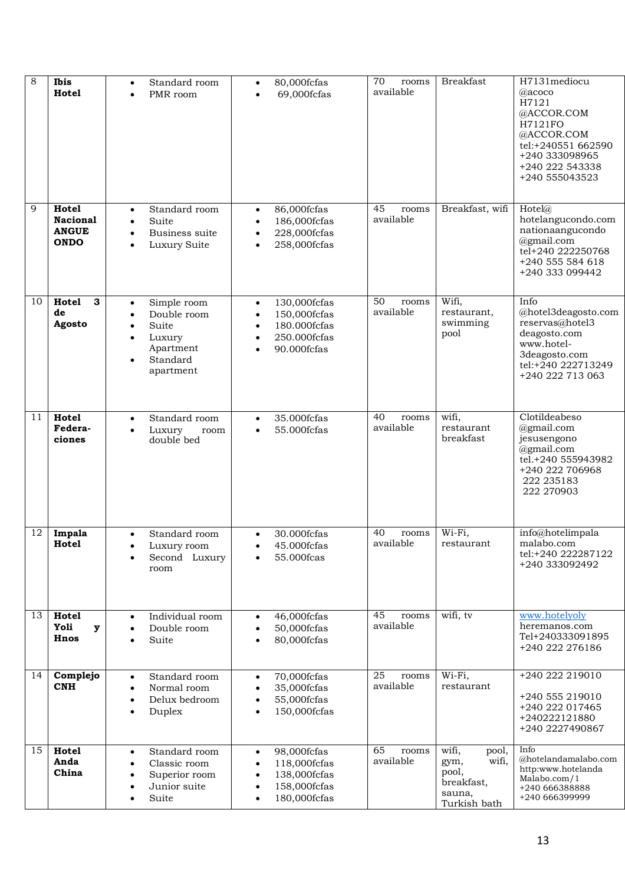| 8 | **Ibis Hotel** | • Standard room<br>• PMR room | • 80,000fcfas<br>• 69,000fcfas | 70 rooms available | Breakfast | H7131mediocu @acoco H7121 @ACCOR.COM H7121FO @ACCOR.COM tel:+240551 662590 +240 333098965 +240 222 543338 +240 555043523 |
|---|---|---|---|---|---|---|
| 9 | **Hotel Nacional ANGUE ONDO** | • Standard room<br>• Suite<br>• Business suite<br>• Luxury Suite | • 86,000fcfas<br>• 186,000fcfas<br>• 228,000fcfas<br>• 258,000fcfas | 45 rooms available | Breakfast, wifi | Hotel@ hotelangucondo.com nationaangucondo @gmail.com tel+240 222250768 +240 555 584 618 +240 333 099442 |
| 10 | **Hotel 3 de Agosto** | • Simple room<br>• Double room<br>• Suite<br>• Luxury Apartment<br>• Standard apartment | • 130,000fcfas<br>• 150,000fcfas<br>• 180.000fcfas<br>• 250.000fcfas<br>• 90.000fcfas | 50 rooms available | Wifi, restaurant, swimming pool | Info @hotel3deagosto.com reservas@hotel3 deagosto.com www.hotel-3deagosto.com tel:+240 222713249 +240 222 713 063 |
| 11 | **Hotel Federa-ciones** | • Standard room<br>• Luxury room double bed | • 35.000fcfas<br>• 55.000fcfas | 40 rooms available | wifi, restaurant breakfast | Clotildeabeso @gmail.com jesusengono @gmail.com tel.+240 555943982 +240 222 706968 222 235183 222 270903 |
| 12 | **Impala Hotel** | • Standard room<br>• Luxury room<br>• Second Luxury room | • 30.000fcfas<br>• 45.000fcfas<br>• 55.000fcas | 40 rooms available | Wi-Fi, restaurant | info@hotelimpala malabo.com tel:+240 222287122 +240 333092492 |
| 13 | **Hotel Yoli y Hnos** | • Individual room<br>• Double room<br>• Suite | • 46,000fcfas<br>• 50,000fcfas<br>• 80,000fcfas | 45 rooms available | wifi, tv | www.hotelyoly heremanos.com Tel+240333091895 +240 222 276186 |
| 14 | **Complejo CNH** | • Standard room<br>• Normal room<br>• Delux bedroom<br>• Duplex | • 70,000fcfas<br>• 35,000fcfas<br>• 55,000fcfas<br>• 150,000fcfas | 25 rooms available | Wi-Fi, restaurant | +240 222 219010 +240 555 219010 +240 222 017465 +240222121880 +240 2227490867 |
| 15 | **Hotel Anda China** | • Standard room<br>• Classic room<br>• Superior room<br>• Junior suite<br>• Suite | • 98,000fcfas<br>• 118,000fcfas<br>• 138,000fcfas<br>• 158,000fcfas<br>• 180,000fcfas | 65 rooms available | wifi, pool, gym, wifi, pool, breakfast, sauna, Turkish bath | Info @hotelandamalabo.com http:www.hotelanda Malabo.com/1 +240 666388888 +240 666399999 |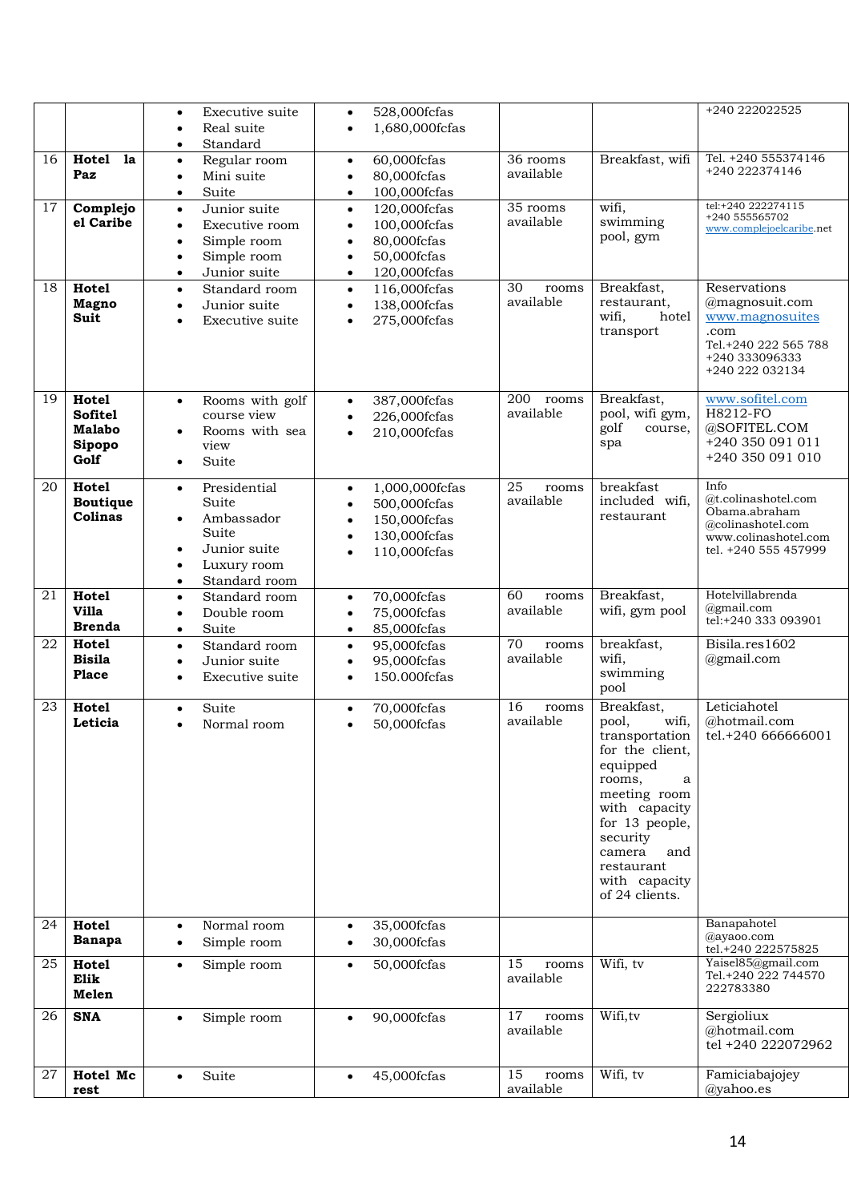| | | | | | | |
|---|---|---|---|---|---|---|
| | | • Executive suite<br>• Real suite<br>• Standard | • 528,000fcfas<br>• 1,680,000fcfas | | | +240 222022525 |
| 16 | **Hotel la Paz** | • Regular room<br>• Mini suite<br>• Suite | • 60,000fcfas<br>• 80,000fcfas<br>• 100,000fcfas | 36 rooms available | Breakfast, wifi | Tel. +240 555374146<br>+240 222374146 |
| 17 | **Complejo el Caribe** | • Junior suite<br>• Executive room<br>• Simple room<br>• Simple room<br>• Junior suite | • 120,000fcfas<br>• 100,000fcfas<br>• 80,000fcfas<br>• 50,000fcfas<br>• 120,000fcfas | 35 rooms available | wifi, swimming pool, gym | tel:+240 222274115<br>+240 555565702<br>www.complejoelcaribe.net |
| 18 | **Hotel Magno Suit** | • Standard room<br>• Junior suite<br>• Executive suite | • 116,000fcfas<br>• 138,000fcfas<br>• 275,000fcfas | 30 rooms available | Breakfast, restaurant, wifi, hotel transport | Reservations @magnosuit.com<br>www.magnosuites .com<br>Tel.+240 222 565 788<br>+240 333096333<br>+240 222 032134 |
| 19 | **Hotel Sofitel Malabo Sipopo Golf** | • Rooms with golf course view<br>• Rooms with sea view<br>• Suite | • 387,000fcfas<br>• 226,000fcfas<br>• 210,000fcfas | 200 rooms available | Breakfast, pool, wifi gym, golf course, spa | www.sofitel.com<br>H8212-FO @SOFITEL.COM<br>+240 350 091 011<br>+240 350 091 010 |
| 20 | **Hotel Boutique Colinas** | • Presidential Suite<br>• Ambassador Suite<br>• Junior suite<br>• Luxury room<br>• Standard room | • 1,000,000fcfas<br>• 500,000fcfas<br>• 150,000fcfas<br>• 130,000fcfas<br>• 110,000fcfas | 25 rooms available | breakfast included wifi, restaurant | Info @t.colinashotel.com<br>Obama.abraham @colinashotel.com<br>www.colinashotel.com<br>tel. +240 555 457999 |
| 21 | **Hotel Villa Brenda** | • Standard room<br>• Double room<br>• Suite | • 70,000fcfas<br>• 75,000fcfas<br>• 85,000fcfas | 60 rooms available | Breakfast, wifi, gym pool | Hotelvillabrenda @gmail.com<br>tel:+240 333 093901 |
| 22 | **Hotel Bisila Place** | • Standard room<br>• Junior suite<br>• Executive suite | • 95,000fcfas<br>• 95,000fcfas<br>• 150.000fcfas | 70 rooms available | breakfast, wifi, swimming pool | Bisila.res1602 @gmail.com |
| 23 | **Hotel Leticia** | • Suite<br>• Normal room | • 70,000fcfas<br>• 50,000fcfas | 16 rooms available | Breakfast, pool, wifi, transportation for the client, equipped rooms, a meeting room with capacity for 13 people, security camera and restaurant with capacity of 24 clients. | Leticiahotel @hotmail.com<br>tel.+240 666666001 |
| 24 | **Hotel Banapa** | • Normal room<br>• Simple room | • 35,000fcfas<br>• 30,000fcfas | | | Banapahotel @ayaoo.com<br>tel.+240 222575825 |
| 25 | **Hotel Elik Melen** | • Simple room | • 50,000fcfas | 15 rooms available | Wifi, tv | Yaisel85@gmail.com<br>Tel.+240 222 744570<br>222783380 |
| 26 | **SNA** | • Simple room | • 90,000fcfas | 17 rooms available | Wifi,tv | Sergioliux @hotmail.com<br>tel +240 222072962 |
| 27 | **Hotel Mc rest** | • Suite | • 45,000fcfas | 15 rooms available | Wifi, tv | Famiciabajojey @yahoo.es |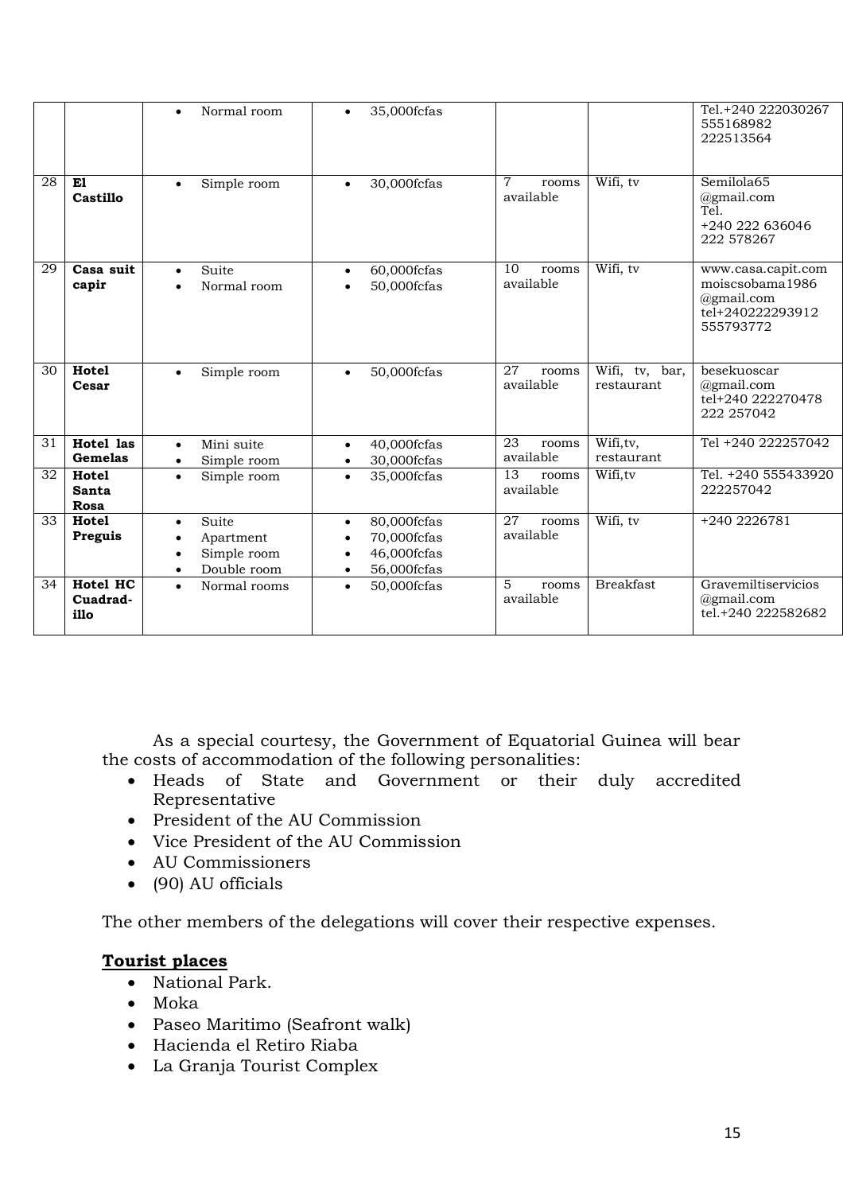| | | | | | | |
|---|---|---|---|---|---|---|
| | | • Normal room | • 35,000fcfas | | | Tel.+240 222030267 555168982 222513564 |
| 28 | **El Castillo** | • Simple room | • 30,000fcfas | 7 rooms available | Wifi, tv | Semilola65 @gmail.com Tel. +240 222 636046 222 578267 |
| 29 | **Casa suit capir** | • Suite<br>• Normal room | • 60,000fcfas<br>• 50,000fcfas | 10 rooms available | Wifi, tv | www.casa.capit.com moiscsobama1986 @gmail.com tel+240222293912 555793772 |
| 30 | **Hotel Cesar** | • Simple room | • 50,000fcfas | 27 rooms available | Wifi, tv, bar, restaurant | besekuoscar @gmail.com tel+240 222270478 222 257042 |
| 31 | **Hotel las Gemelas** | • Mini suite<br>• Simple room | • 40,000fcfas<br>• 30,000fcfas | 23 rooms available | Wifi,tv, restaurant | Tel +240 222257042 |
| 32 | **Hotel Santa Rosa** | • Simple room | • 35,000fcfas | 13 rooms available | Wifi,tv | Tel. +240 555433920 222257042 |
| 33 | **Hotel Preguis** | • Suite<br>• Apartment<br>• Simple room<br>• Double room | • 80,000fcfas<br>• 70,000fcfas<br>• 46,000fcfas<br>• 56,000fcfas | 27 rooms available | Wifi, tv | +240 2226781 |
| 34 | **Hotel HC Cuadrad-illo** | • Normal rooms | • 50,000fcfas | 5 rooms available | Breakfast | Gravemiltiservicios @gmail.com tel.+240 222582682 |

As a special courtesy, the Government of Equatorial Guinea will bear the costs of accommodation of the following personalities:

- Heads of State and Government or their duly accredited Representative
- President of the AU Commission
- Vice President of the AU Commission
- AU Commissioners
- (90) AU officials

The other members of the delegations will cover their respective expenses.

**Tourist places**

- National Park.
- Moka
- Paseo Maritimo (Seafront walk)
- Hacienda el Retiro Riaba
- La Granja Tourist Complex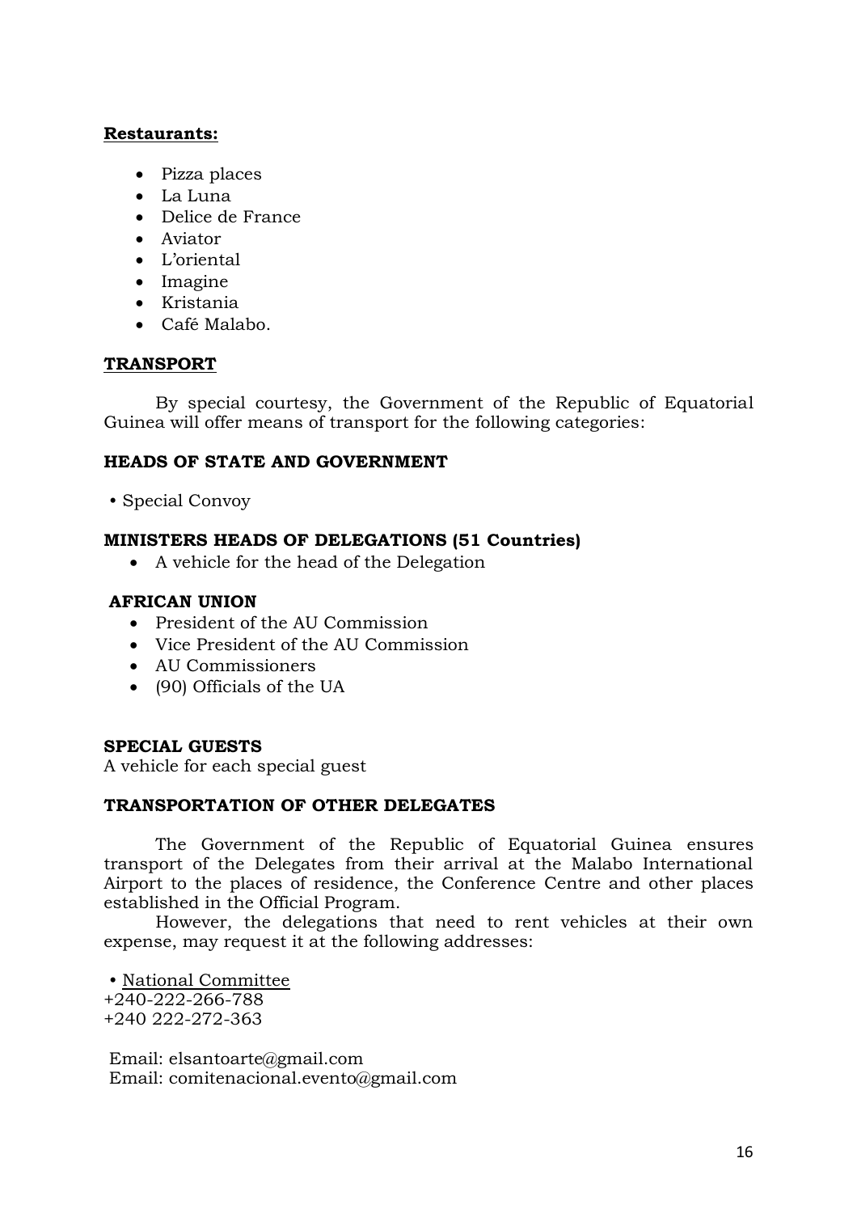**Restaurants:**

- Pizza places
- La Luna
- Delice de France
- Aviator
- L'oriental
- Imagine
- Kristania
- Café Malabo.

**TRANSPORT**

By special courtesy, the Government of the Republic of Equatorial Guinea will offer means of transport for the following categories:

**HEADS OF STATE AND GOVERNMENT**

- Special Convoy

**MINISTERS HEADS OF DELEGATIONS (51 Countries)**

- A vehicle for the head of the Delegation

**AFRICAN UNION**

- President of the AU Commission
- Vice President of the AU Commission
- AU Commissioners
- (90) Officials of the UA

**SPECIAL GUESTS**

A vehicle for each special guest

**TRANSPORTATION OF OTHER DELEGATES**

The Government of the Republic of Equatorial Guinea ensures transport of the Delegates from their arrival at the Malabo International Airport to the places of residence, the Conference Centre and other places established in the Official Program.

However, the delegations that need to rent vehicles at their own expense, may request it at the following addresses:

- National Committee

+240-222-266-788
+240 222-272-363

Email: elsantoarte@gmail.com
Email: comitenacional.evento@gmail.com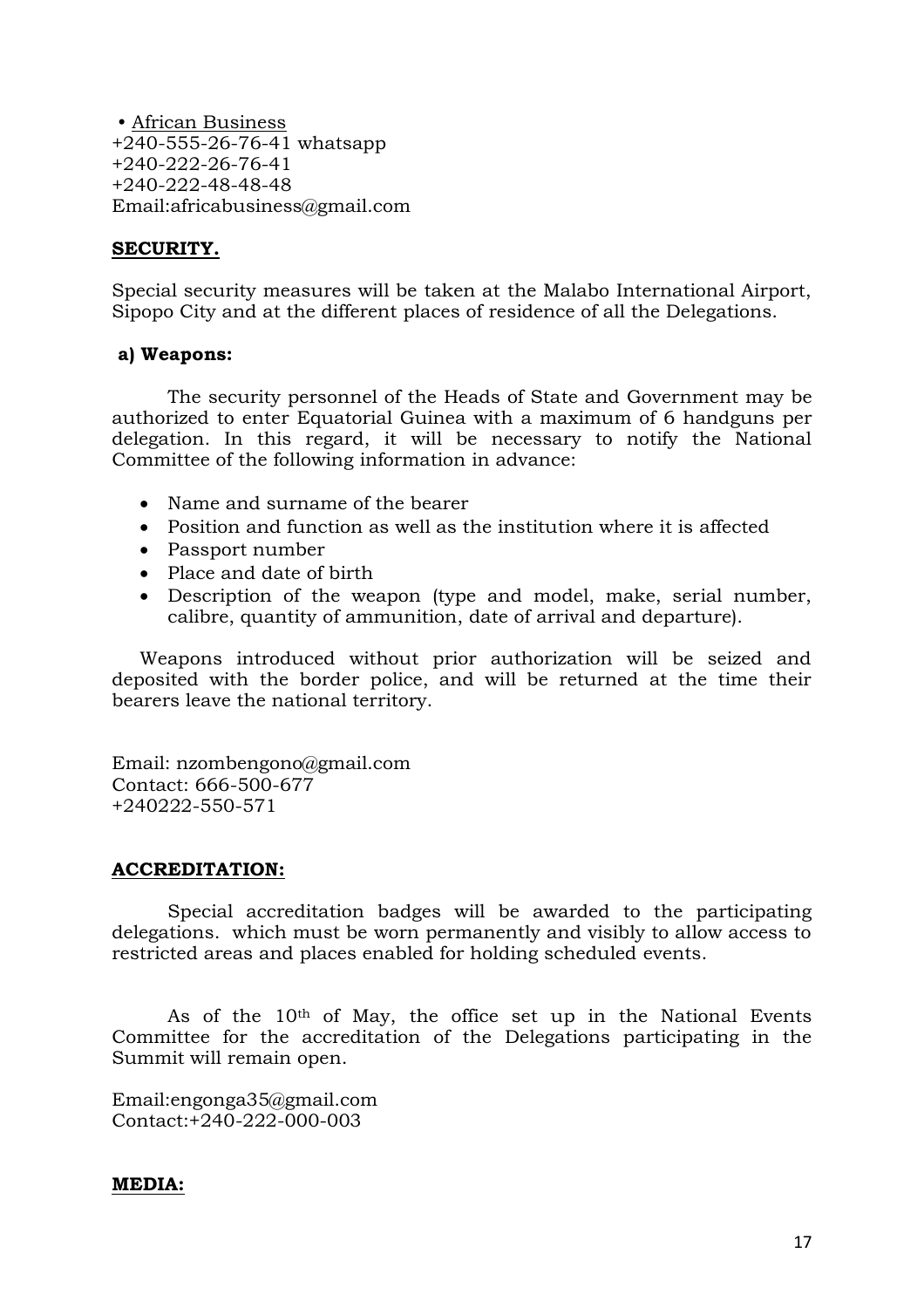• African Business
+240-555-26-76-41 whatsapp
+240-222-26-76-41
+240-222-48-48-48
Email:africabusiness@gmail.com

**SECURITY.**

Special security measures will be taken at the Malabo International Airport, Sipopo City and at the different places of residence of all the Delegations.

**a) Weapons:**

The security personnel of the Heads of State and Government may be authorized to enter Equatorial Guinea with a maximum of 6 handguns per delegation. In this regard, it will be necessary to notify the National Committee of the following information in advance:

- Name and surname of the bearer
- Position and function as well as the institution where it is affected
- Passport number
- Place and date of birth
- Description of the weapon (type and model, make, serial number, calibre, quantity of ammunition, date of arrival and departure).

Weapons introduced without prior authorization will be seized and deposited with the border police, and will be returned at the time their bearers leave the national territory.

Email: nzombengono@gmail.com
Contact: 666-500-677
+240222-550-571

**ACCREDITATION:**

Special accreditation badges will be awarded to the participating delegations. which must be worn permanently and visibly to allow access to restricted areas and places enabled for holding scheduled events.

As of the 10th of May, the office set up in the National Events Committee for the accreditation of the Delegations participating in the Summit will remain open.

Email:engonga35@gmail.com
Contact:+240-222-000-003

**MEDIA:**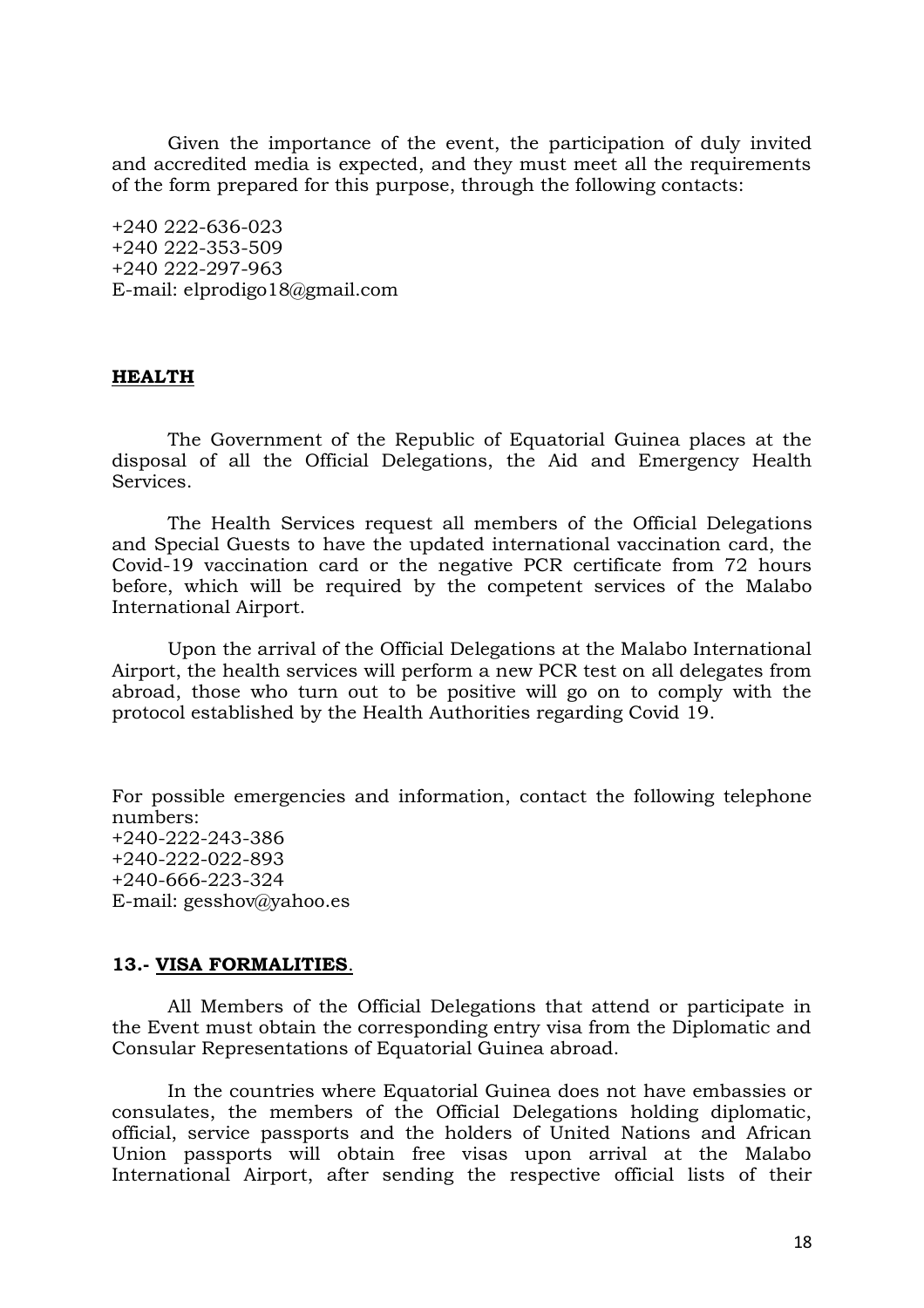Given the importance of the event, the participation of duly invited and accredited media is expected, and they must meet all the requirements of the form prepared for this purpose, through the following contacts:

+240 222-636-023
+240 222-353-509
+240 222-297-963
E-mail: elprodigo18@gmail.com

## HEALTH

The Government of the Republic of Equatorial Guinea places at the disposal of all the Official Delegations, the Aid and Emergency Health Services.

The Health Services request all members of the Official Delegations and Special Guests to have the updated international vaccination card, the Covid-19 vaccination card or the negative PCR certificate from 72 hours before, which will be required by the competent services of the Malabo International Airport.

Upon the arrival of the Official Delegations at the Malabo International Airport, the health services will perform a new PCR test on all delegates from abroad, those who turn out to be positive will go on to comply with the protocol established by the Health Authorities regarding Covid 19.

For possible emergencies and information, contact the following telephone numbers:
+240-222-243-386
+240-222-022-893
+240-666-223-324
E-mail: gesshov@yahoo.es

## 13.- VISA FORMALITIES.

All Members of the Official Delegations that attend or participate in the Event must obtain the corresponding entry visa from the Diplomatic and Consular Representations of Equatorial Guinea abroad.

In the countries where Equatorial Guinea does not have embassies or consulates, the members of the Official Delegations holding diplomatic, official, service passports and the holders of United Nations and African Union passports will obtain free visas upon arrival at the Malabo International Airport, after sending the respective official lists of their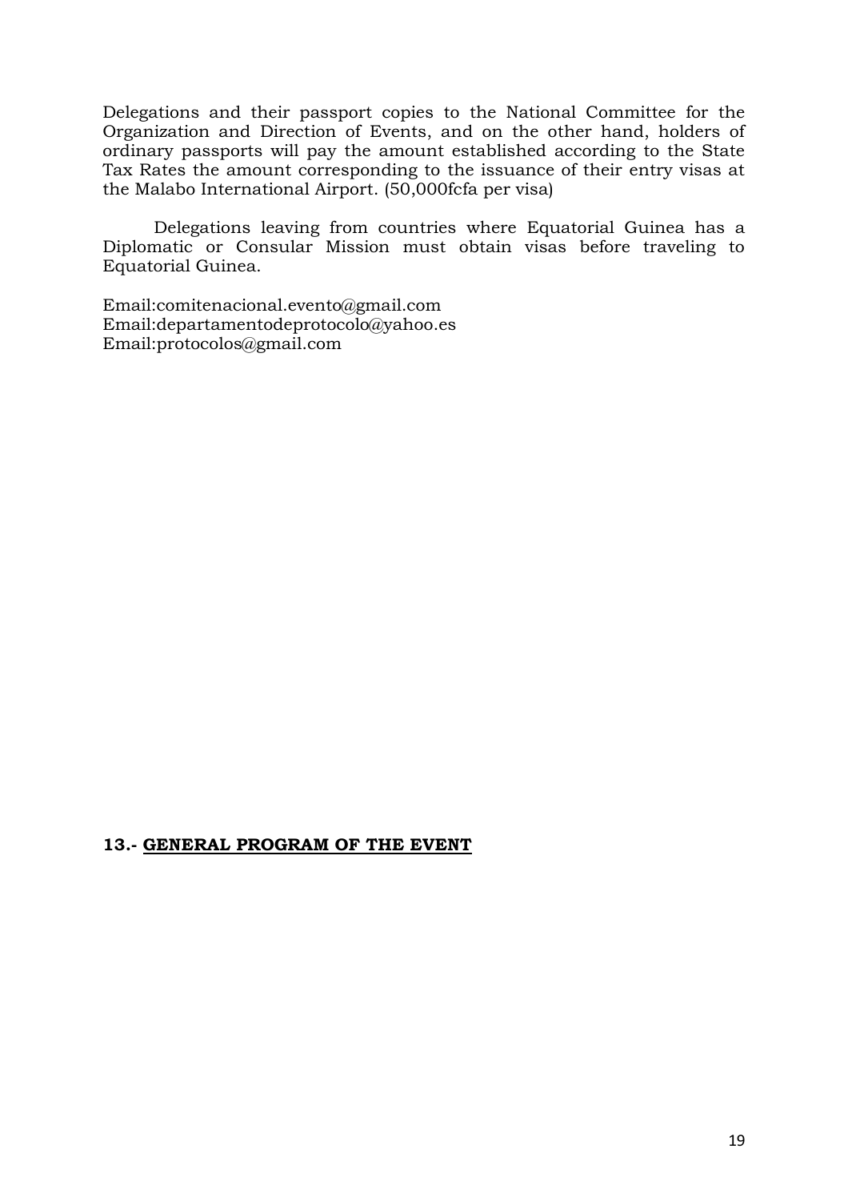Delegations and their passport copies to the National Committee for the Organization and Direction of Events, and on the other hand, holders of ordinary passports will pay the amount established according to the State Tax Rates the amount corresponding to the issuance of their entry visas at the Malabo International Airport. (50,000fcfa per visa)

Delegations leaving from countries where Equatorial Guinea has a Diplomatic or Consular Mission must obtain visas before traveling to Equatorial Guinea.

Email:comitenacional.evento@gmail.com
Email:departamentodeprotocolo@yahoo.es
Email:protocolos@gmail.com

## 13.- GENERAL PROGRAM OF THE EVENT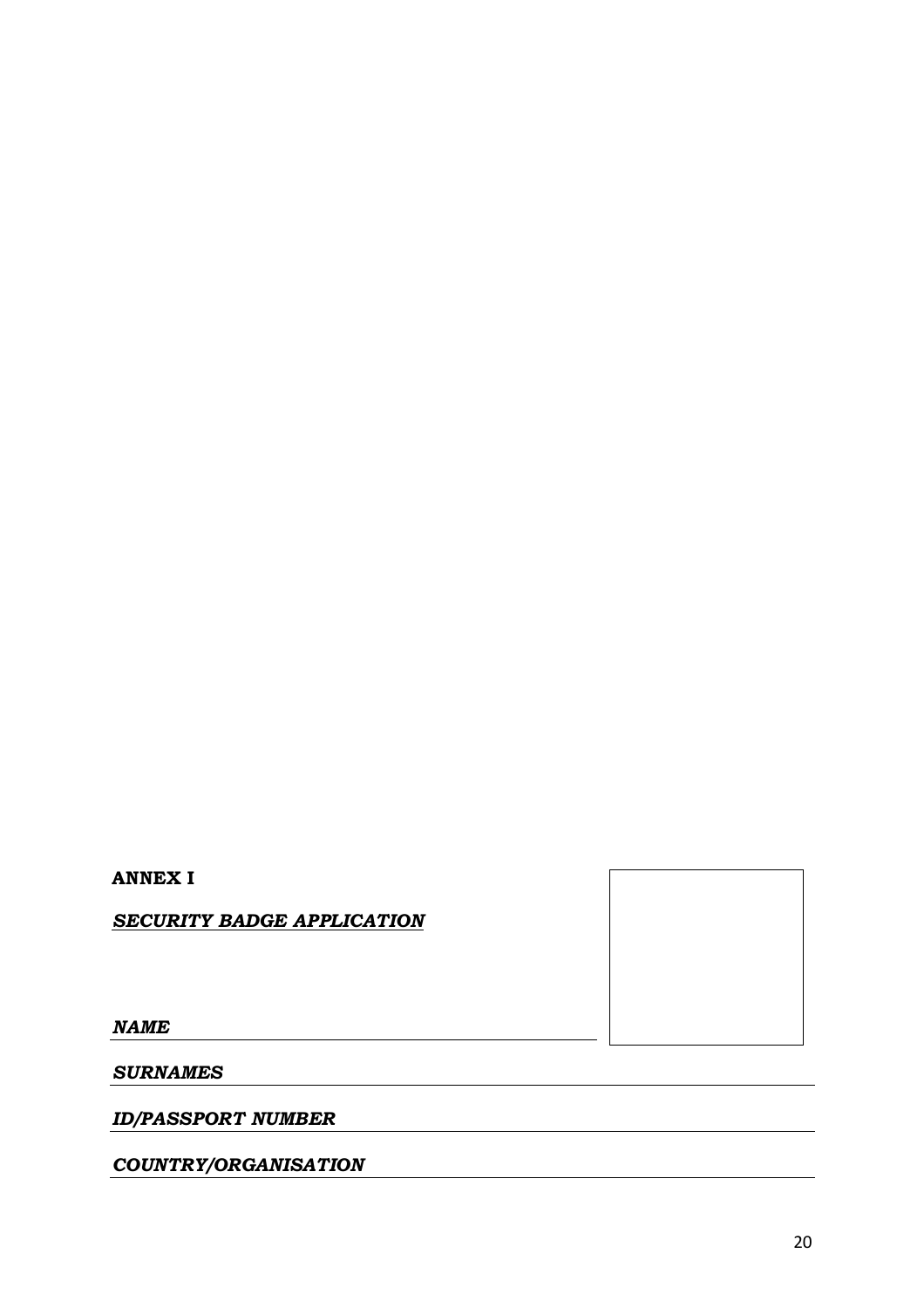**ANNEX I**

***SECURITY BADGE APPLICATION***

***NAME*** ______________________________

***SURNAMES*** ______________________________

***ID/PASSPORT NUMBER*** ______________________________

***COUNTRY/ORGANISATION*** ______________________________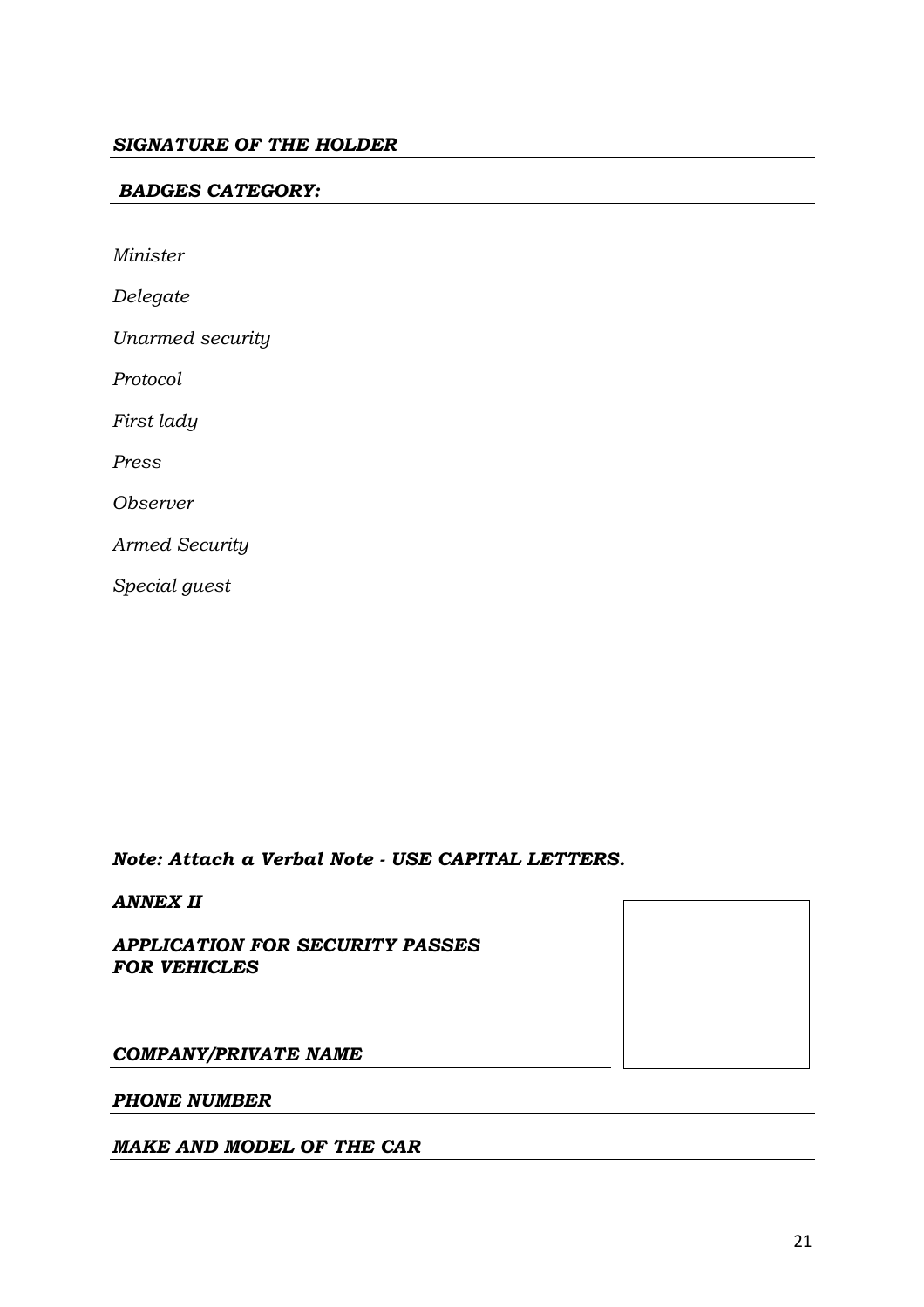***SIGNATURE OF THE HOLDER***

***BADGES CATEGORY:***

*Minister*

*Delegate*

*Unarmed security*

*Protocol*

*First lady*

*Press*

*Observer*

*Armed Security*

*Special guest*

***Note: Attach a Verbal Note - USE CAPITAL LETTERS.***

***ANNEX II***

***APPLICATION FOR SECURITY PASSES FOR VEHICLES***

***COMPANY/PRIVATE NAME***

***PHONE NUMBER***

***MAKE AND MODEL OF THE CAR***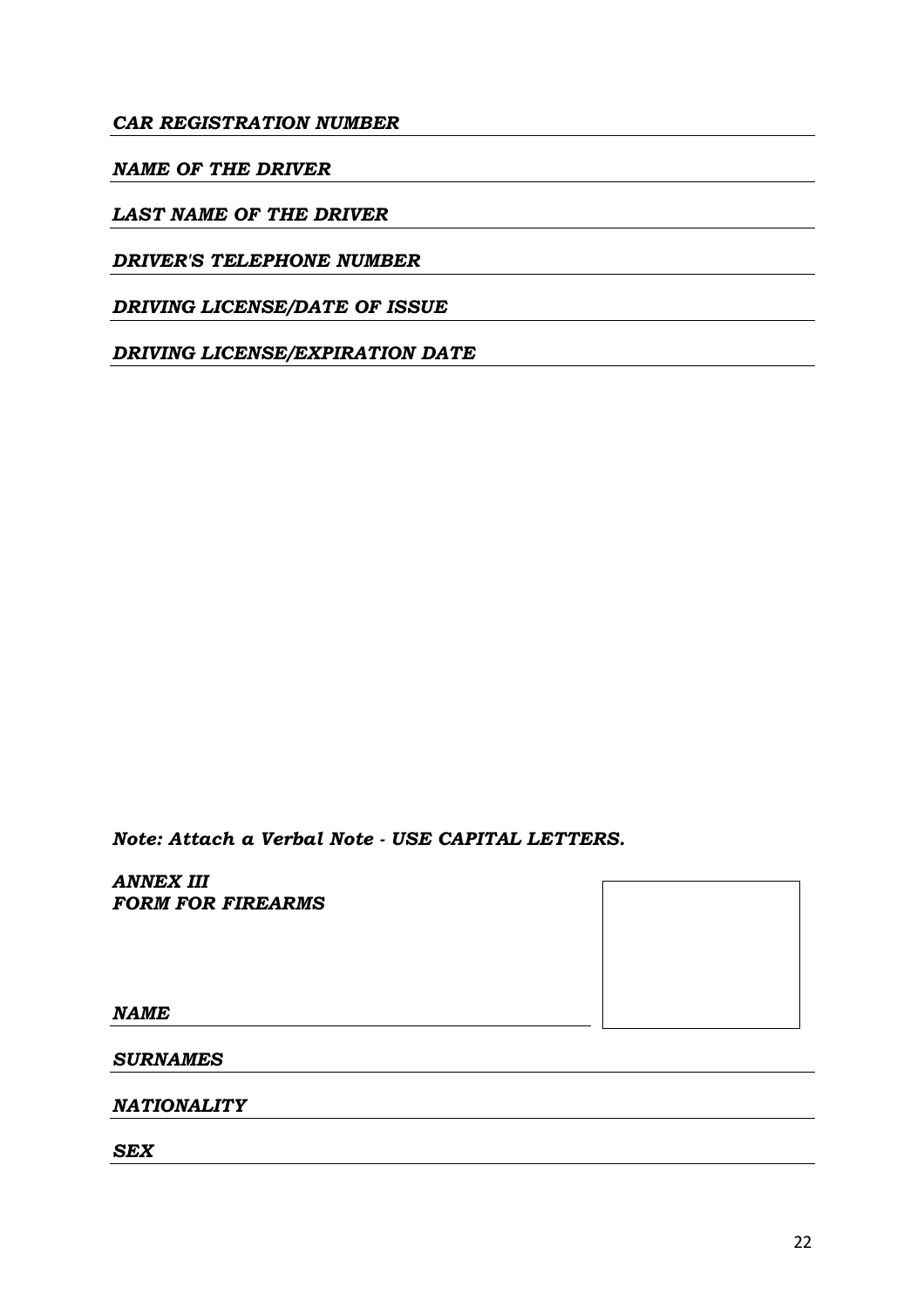***CAR REGISTRATION NUMBER*** \_\_\_\_\_\_\_\_\_\_\_\_\_\_\_\_\_\_\_\_\_\_\_\_\_\_\_\_\_\_

***NAME OF THE DRIVER*** \_\_\_\_\_\_\_\_\_\_\_\_\_\_\_\_\_\_\_\_\_\_\_\_\_\_\_\_\_\_

***LAST NAME OF THE DRIVER*** \_\_\_\_\_\_\_\_\_\_\_\_\_\_\_\_\_\_\_\_\_\_\_\_\_\_\_\_\_\_

***DRIVER'S TELEPHONE NUMBER*** \_\_\_\_\_\_\_\_\_\_\_\_\_\_\_\_\_\_\_\_\_\_\_\_\_\_\_\_\_\_

***DRIVING LICENSE/DATE OF ISSUE*** \_\_\_\_\_\_\_\_\_\_\_\_\_\_\_\_\_\_\_\_\_\_\_\_\_\_\_\_\_\_

***DRIVING LICENSE/EXPIRATION DATE*** \_\_\_\_\_\_\_\_\_\_\_\_\_\_\_\_\_\_\_\_\_\_\_\_\_\_\_\_\_\_

***Note: Attach a Verbal Note - USE CAPITAL LETTERS.***

***ANNEX III***
***FORM FOR FIREARMS***

***NAME*** \_\_\_\_\_\_\_\_\_\_\_\_\_\_\_\_\_\_\_\_\_\_\_\_\_\_\_\_\_\_

***SURNAMES*** \_\_\_\_\_\_\_\_\_\_\_\_\_\_\_\_\_\_\_\_\_\_\_\_\_\_\_\_\_\_

***NATIONALITY*** \_\_\_\_\_\_\_\_\_\_\_\_\_\_\_\_\_\_\_\_\_\_\_\_\_\_\_\_\_\_

***SEX*** \_\_\_\_\_\_\_\_\_\_\_\_\_\_\_\_\_\_\_\_\_\_\_\_\_\_\_\_\_\_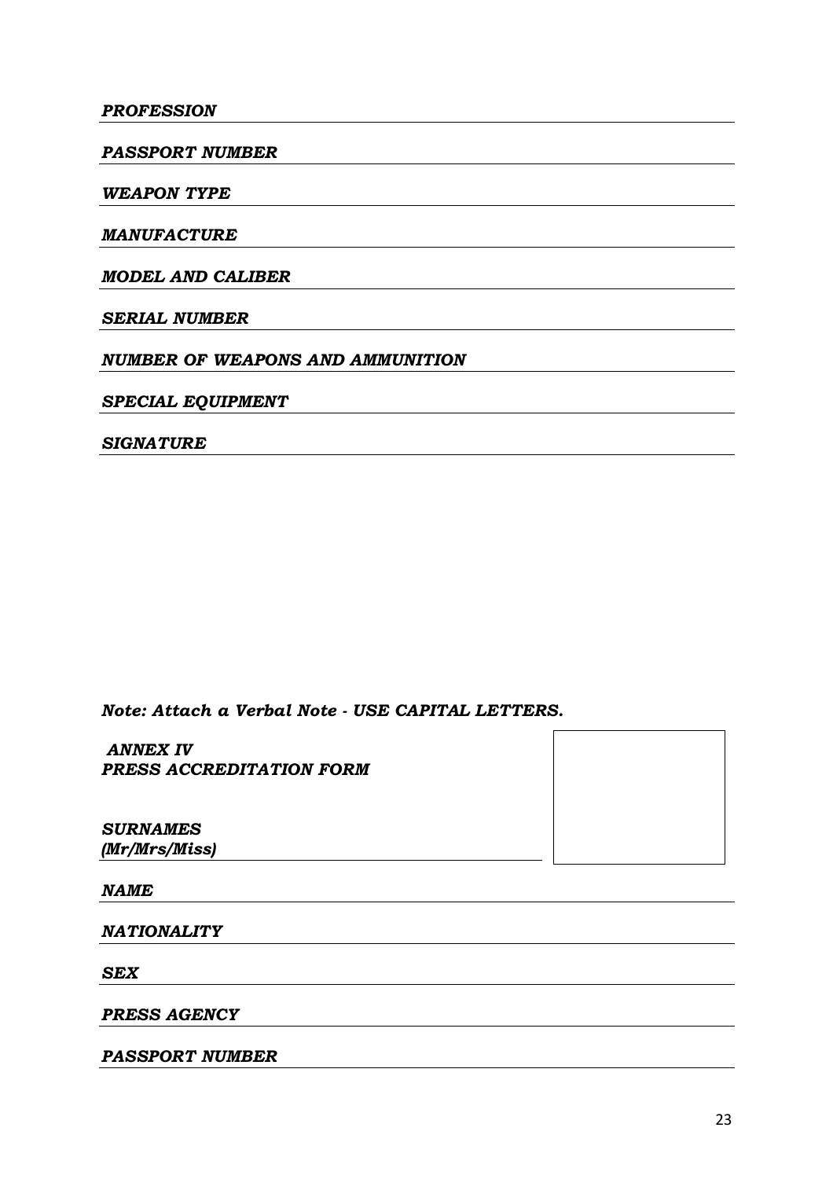***PROFESSION*** ___________________________________________

***PASSPORT NUMBER*** ___________________________________________

***WEAPON TYPE*** ___________________________________________

***MANUFACTURE*** ___________________________________________

***MODEL AND CALIBER*** ___________________________________________

***SERIAL NUMBER*** ___________________________________________

***NUMBER OF WEAPONS AND AMMUNITION*** ___________________________________________

***SPECIAL EQUIPMENT*** ___________________________________________

***SIGNATURE*** ___________________________________________

***Note: Attach a Verbal Note - USE CAPITAL LETTERS.***

***ANNEX IV***
***PRESS ACCREDITATION FORM***

***SURNAMES***
***(Mr/Mrs/Miss)*** ___________________________________________

***NAME*** ___________________________________________

***NATIONALITY*** ___________________________________________

***SEX*** ___________________________________________

***PRESS AGENCY*** ___________________________________________

***PASSPORT NUMBER*** ___________________________________________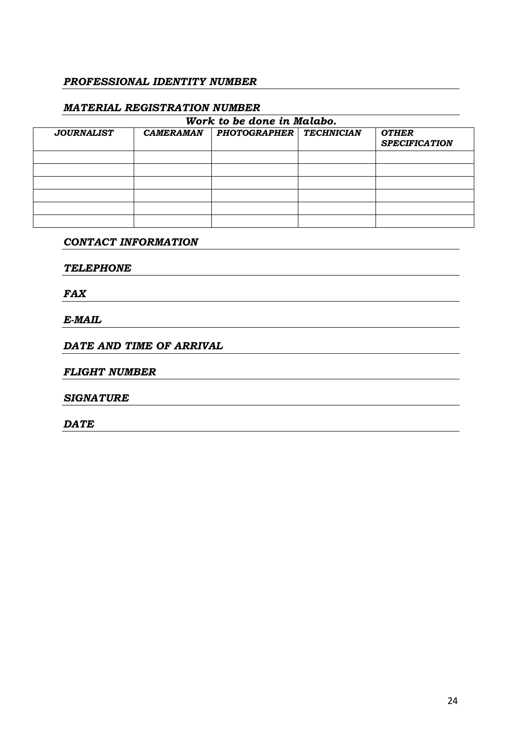***PROFESSIONAL IDENTITY NUMBER*** ______________________________

***MATERIAL REGISTRATION NUMBER*** ______________________________

***Work to be done in Malabo.***

| ***JOURNALIST*** | ***CAMERAMAN*** | ***PHOTOGRAPHER*** | ***TECHNICIAN*** | ***OTHER SPECIFICATION*** |
|---|---|---|---|---|
| | | | | |
| | | | | |
| | | | | |
| | | | | |
| | | | | |
| | | | | |

***CONTACT INFORMATION*** ______________________________

***TELEPHONE*** ______________________________

***FAX*** ______________________________

***E-MAIL*** ______________________________

***DATE AND TIME OF ARRIVAL*** ______________________________

***FLIGHT NUMBER*** ______________________________

***SIGNATURE*** ______________________________

***DATE*** ______________________________